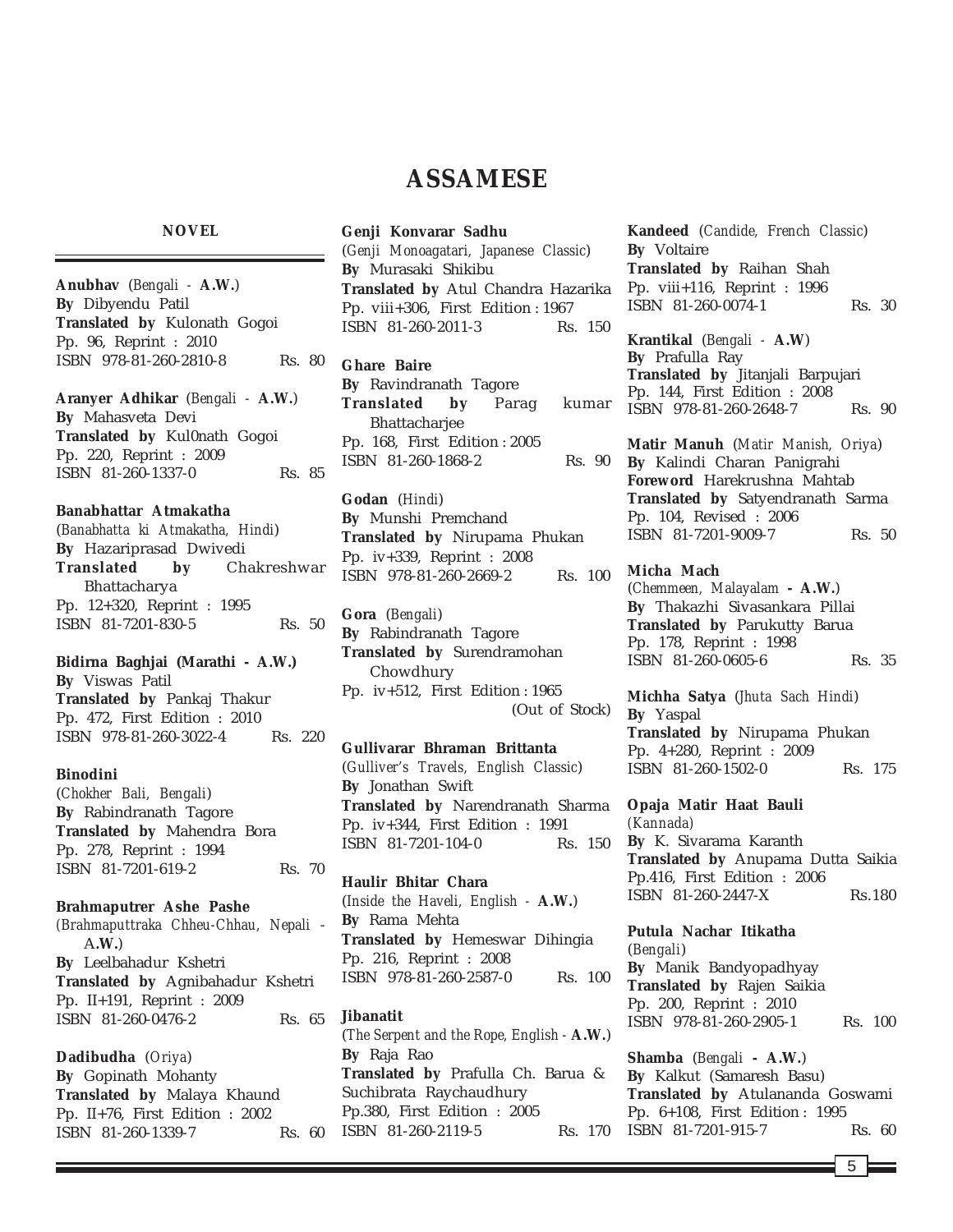# ASSAMESE

## NOVEL

**Anubhav** (*Bengali* - **A.W.**)
**By** Dibyendu Patil
**Translated by** Kulonath Gogoi
Pp. 96, Reprint : 2010
ISBN 978-81-260-2810-8 Rs. 80

**Aranyer Adhikar** (*Bengali* - **A.W.**)
**By** Mahasveta Devi
**Translated by** Kul0nath Gogoi
Pp. 220, Reprint : 2009
ISBN 81-260-1337-0 Rs. 85

**Banabhattar Atmakatha**
(*Banabhatta ki Atmakatha, Hindi*)
**By** Hazariprasad Dwivedi
**Translated by** Chakreshwar Bhattacharya
Pp. 12+320, Reprint : 1995
ISBN 81-7201-830-5 Rs. 50

**Bidirna Baghjai (Marathi - A.W.)**
**By** Viswas Patil
**Translated by** Pankaj Thakur
Pp. 472, First Edition : 2010
ISBN 978-81-260-3022-4 Rs. 220

**Binodini**
(*Chokher Bali, Bengali*)
**By** Rabindranath Tagore
**Translated by** Mahendra Bora
Pp. 278, Reprint : 1994
ISBN 81-7201-619-2 Rs. 70

**Brahmaputrer Ashe Pashe**
(*Brahmaputtraka Chheu-Chhau, Nepali* - **A.W.**)
**By** Leelbahadur Kshetri
**Translated by** Agnibahadur Kshetri
Pp. II+191, Reprint : 2009
ISBN 81-260-0476-2 Rs. 65

**Dadibudha** (*Oriya*)
**By** Gopinath Mohanty
**Translated by** Malaya Khaund
Pp. II+76, First Edition : 2002
ISBN 81-260-1339-7 Rs. 60

**Genji Konvarar Sadhu**
(*Genji Monoagatari, Japanese Classic*)
**By** Murasaki Shikibu
**Translated by** Atul Chandra Hazarika
Pp. viii+306, First Edition : 1967
ISBN 81-260-2011-3 Rs. 150

**Ghare Baire**
**By** Ravindranath Tagore
**Translated by** Parag kumar Bhattacharjee
Pp. 168, First Edition : 2005
ISBN 81-260-1868-2 Rs. 90

**Godan** (*Hindi*)
**By** Munshi Premchand
**Translated by** Nirupama Phukan
Pp. iv+339, Reprint : 2008
ISBN 978-81-260-2669-2 Rs. 100

**Gora** (*Bengali*)
**By** Rabindranath Tagore
**Translated by** Surendramohan Chowdhury
Pp. iv+512, First Edition : 1965
(Out of Stock)

**Gullivarar Bhraman Brittanta**
(*Gulliver's Travels, English Classic*)
**By** Jonathan Swift
**Translated by** Narendranath Sharma
Pp. iv+344, First Edition : 1991
ISBN 81-7201-104-0 Rs. 150

**Haulir Bhitar Chara**
(*Inside the Haveli, English* - **A.W.**)
**By** Rama Mehta
**Translated by** Hemeswar Dihingia
Pp. 216, Reprint : 2008
ISBN 978-81-260-2587-0 Rs. 100

**Jibanatit**
(*The Serpent and the Rope, English* - **A.W.**)
**By** Raja Rao
**Translated by** Prafulla Ch. Barua & Suchibrata Raychaudhury
Pp.380, First Edition : 2005
ISBN 81-260-2119-5 Rs. 170

**Kandeed** (*Candide, French Classic*)
**By** Voltaire
**Translated by** Raihan Shah
Pp. viii+116, Reprint : 1996
ISBN 81-260-0074-1 Rs. 30

**Krantikal** (*Bengali* - **A.W**)
**By** Prafulla Ray
**Translated by** Jitanjali Barpujari
Pp. 144, First Edition : 2008
ISBN 978-81-260-2648-7 Rs. 90

**Matir Manuh** (*Matir Manish, Oriya*)
**By** Kalindi Charan Panigrahi
**Foreword** Harekrushna Mahtab
**Translated by** Satyendranath Sarma
Pp. 104, Revised : 2006
ISBN 81-7201-9009-7 Rs. 50

**Micha Mach**
(*Chemmeen, Malayalam* **- A.W.**)
**By** Thakazhi Sivasankara Pillai
**Translated by** Parukutty Barua
Pp. 178, Reprint : 1998
ISBN 81-260-0605-6 Rs. 35

**Michha Satya** (*Jhuta Sach Hindi*)
**By** Yaspal
**Translated by** Nirupama Phukan
Pp. 4+280, Reprint : 2009
ISBN 81-260-1502-0 Rs. 175

**Opaja Matir Haat Bauli**
(*Kannada*)
**By** K. Sivarama Karanth
**Translated by** Anupama Dutta Saikia
Pp.416, First Edition : 2006
ISBN 81-260-2447-X Rs.180

**Putula Nachar Itikatha**
(*Bengali*)
**By** Manik Bandyopadhyay
**Translated by** Rajen Saikia
Pp. 200, Reprint : 2010
ISBN 978-81-260-2905-1 Rs. 100

**Shamba** (*Bengali* **- A.W.**)
**By** Kalkut (Samaresh Basu)
**Translated by** Atulananda Goswami
Pp. 6+108, First Edition : 1995
ISBN 81-7201-915-7 Rs. 60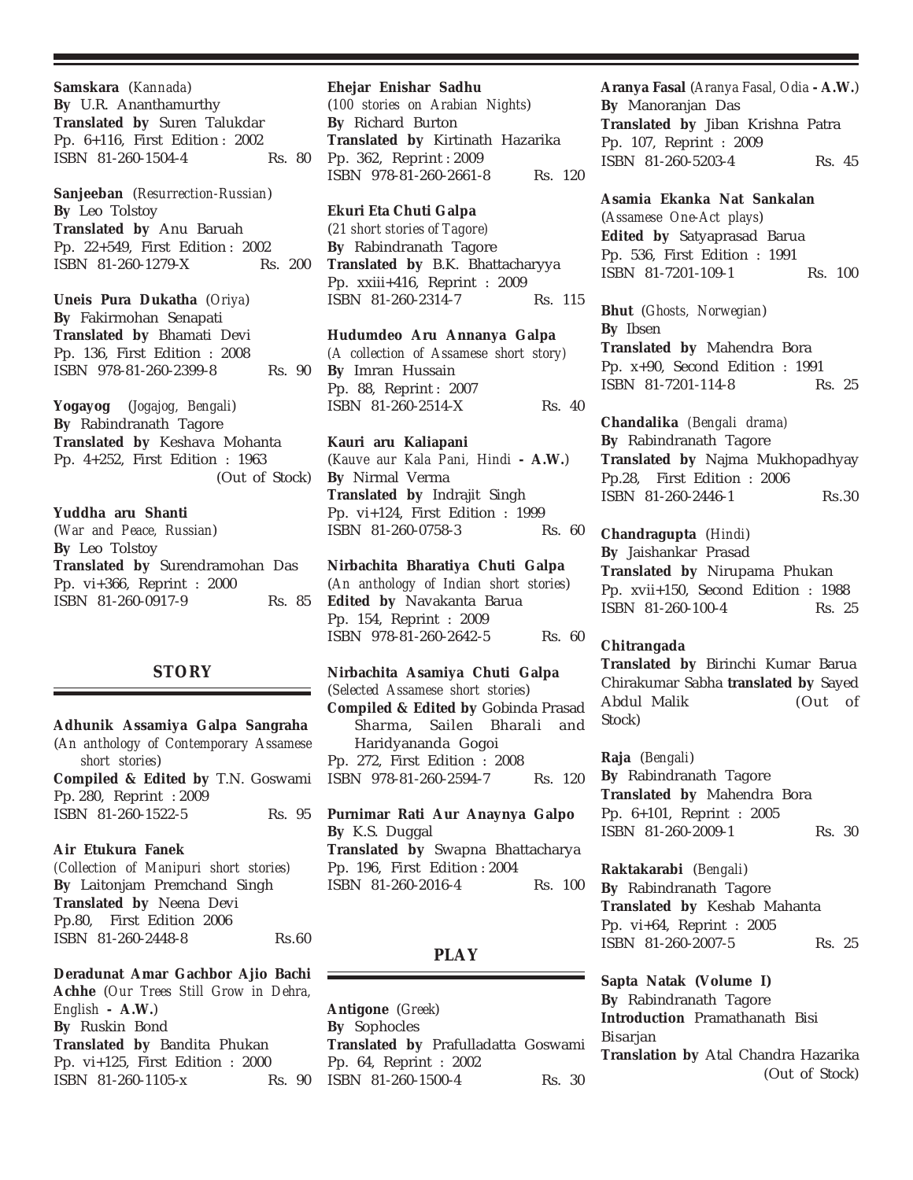**Samskara** (*Kannada*)
**By** U.R. Ananthamurthy
**Translated by** Suren Talukdar
Pp. 6+116, First Edition : 2002
ISBN 81-260-1504-4 Rs. 80

**Sanjeeban** (*Resurrection-Russian*)
**By** Leo Tolstoy
**Translated by** Anu Baruah
Pp. 22+549, First Edition : 2002
ISBN 81-260-1279-X Rs. 200

**Uneis Pura Dukatha** (*Oriya*)
**By** Fakirmohan Senapati
**Translated by** Bhamati Devi
Pp. 136, First Edition : 2008
ISBN 978-81-260-2399-8 Rs. 90

**Yogayog** (*Jogajog, Bengali*)
**By** Rabindranath Tagore
**Translated by** Keshava Mohanta
Pp. 4+252, First Edition : 1963
(Out of Stock)

**Yuddha aru Shanti**
(*War and Peace, Russian*)
**By** Leo Tolstoy
**Translated by** Surendramohan Das
Pp. vi+366, Reprint : 2000
ISBN 81-260-0917-9 Rs. 85

## STORY

**Adhunik Assamiya Galpa Sangraha**
(*An anthology of Contemporary Assamese short stories*)
**Compiled & Edited by** T.N. Goswami
Pp. 280, Reprint : 2009
ISBN 81-260-1522-5 Rs. 95

**Air Etukura Fanek**
(*Collection of Manipuri short stories*)
**By** Laitonjam Premchand Singh
**Translated by** Neena Devi
Pp.80, First Edition 2006
ISBN 81-260-2448-8 Rs.60

**Deradunat Amar Gachbor Ajio Bachi Achhe** (*Our Trees Still Grow in Dehra, English* **- A.W.**)
**By** Ruskin Bond
**Translated by** Bandita Phukan
Pp. vi+125, First Edition : 2000
ISBN 81-260-1105-x Rs. 90

**Ehejar Enishar Sadhu**
(*100 stories on Arabian Nights*)
**By** Richard Burton
**Translated by** Kirtinath Hazarika
Pp. 362, Reprint : 2009
ISBN 978-81-260-2661-8 Rs. 120

**Ekuri Eta Chuti Galpa**
(*21 short stories of Tagore*)
**By** Rabindranath Tagore
**Translated by** B.K. Bhattacharyya
Pp. xxiii+416, Reprint : 2009
ISBN 81-260-2314-7 Rs. 115

**Hudumdeo Aru Annanya Galpa**
(*A collection of Assamese short story*)
**By** Imran Hussain
Pp. 88, Reprint : 2007
ISBN 81-260-2514-X Rs. 40

**Kauri aru Kaliapani**
(*Kauve aur Kala Pani, Hindi* **- A.W.**)
**By** Nirmal Verma
**Translated by** Indrajit Singh
Pp. vi+124, First Edition : 1999
ISBN 81-260-0758-3 Rs. 60

**Nirbachita Bharatiya Chuti Galpa**
(*An anthology of Indian short stories*)
**Edited by** Navakanta Barua
Pp. 154, Reprint : 2009
ISBN 978-81-260-2642-5 Rs. 60

**Nirbachita Asamiya Chuti Galpa**
(*Selected Assamese short stories*)
**Compiled & Edited by** Gobinda Prasad Sharma, Sailen Bharali and Haridyananda Gogoi
Pp. 272, First Edition : 2008
ISBN 978-81-260-2594-7 Rs. 120

**Purnimar Rati Aur Anaynya Galpo**
**By** K.S. Duggal
**Translated by** Swapna Bhattacharya
Pp. 196, First Edition : 2004
ISBN 81-260-2016-4 Rs. 100

## PLAY

**Antigone** (*Greek*)
**By** Sophocles
**Translated by** Prafulladatta Goswami
Pp. 64, Reprint : 2002
ISBN 81-260-1500-4 Rs. 30

**Aranya Fasal** (*Aranya Fasal, Odia* **- A.W.**)
**By** Manoranjan Das
**Translated by** Jiban Krishna Patra
Pp. 107, Reprint : 2009
ISBN 81-260-5203-4 Rs. 45

**Asamia Ekanka Nat Sankalan**
(*Assamese One-Act plays*)
**Edited by** Satyaprasad Barua
Pp. 536, First Edition : 1991
ISBN 81-7201-109-1 Rs. 100

**Bhut** (*Ghosts, Norwegian*)
**By** Ibsen
**Translated by** Mahendra Bora
Pp. x+90, Second Edition : 1991
ISBN 81-7201-114-8 Rs. 25

**Chandalika** (*Bengali drama*)
**By** Rabindranath Tagore
**Translated by** Najma Mukhopadhyay
Pp.28, First Edition : 2006
ISBN 81-260-2446-1 Rs.30

**Chandragupta** (*Hindi*)
**By** Jaishankar Prasad
**Translated by** Nirupama Phukan
Pp. xvii+150, Second Edition : 1988
ISBN 81-260-100-4 Rs. 25

**Chitrangada**
**Translated by** Birinchi Kumar Barua
Chirakumar Sabha **translated by** Sayed Abdul Malik (Out of Stock)

**Raja** (*Bengali*)
**By** Rabindranath Tagore
**Translated by** Mahendra Bora
Pp. 6+101, Reprint : 2005
ISBN 81-260-2009-1 Rs. 30

**Raktakarabi** (*Bengali*)
**By** Rabindranath Tagore
**Translated by** Keshab Mahanta
Pp. vi+64, Reprint : 2005
ISBN 81-260-2007-5 Rs. 25

**Sapta Natak (Volume I)**
**By** Rabindranath Tagore
**Introduction** Pramathanath Bisi
Bisarjan
**Translation by** Atal Chandra Hazarika
(Out of Stock)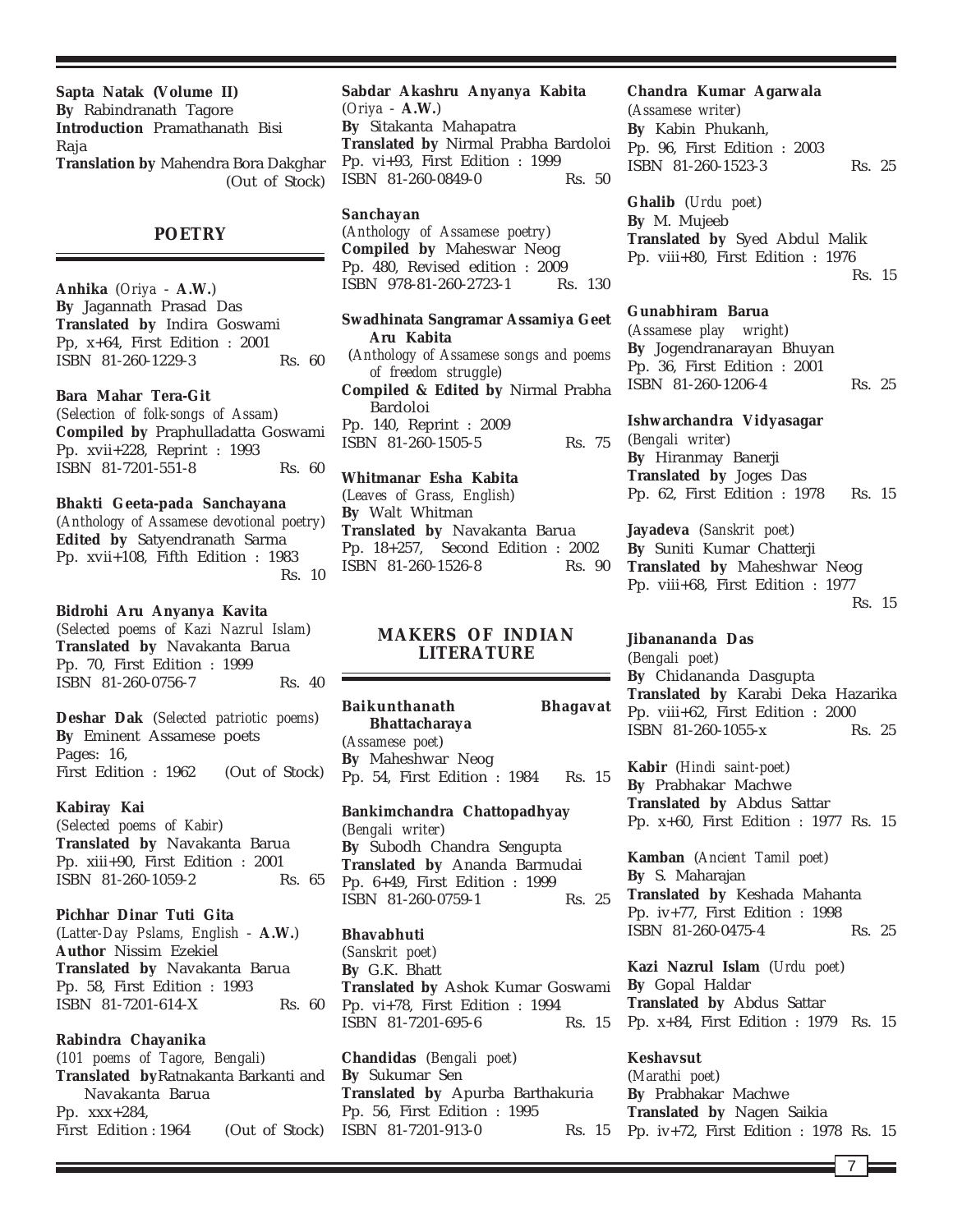**Sapta Natak (Volume II)**
**By** Rabindranath Tagore
**Introduction** Pramathanath Bisi
Raja
**Translation by** Mahendra Bora Dakghar
(Out of Stock)

## POETRY

**Anhika** (*Oriya* - **A.W.**)
**By** Jagannath Prasad Das
**Translated by** Indira Goswami
Pp, x+64, First Edition : 2001
ISBN 81-260-1229-3 Rs. 60

**Bara Mahar Tera-Git**
(*Selection of folk-songs of Assam*)
**Compiled by** Praphulladatta Goswami
Pp. xvii+228, Reprint : 1993
ISBN 81-7201-551-8 Rs. 60

**Bhakti Geeta-pada Sanchayana**
(*Anthology of Assamese devotional poetry*)
**Edited by** Satyendranath Sarma
Pp. xvii+108, Fifth Edition : 1983
Rs. 10

**Bidrohi Aru Anyanya Kavita**
(*Selected poems of Kazi Nazrul Islam*)
**Translated by** Navakanta Barua
Pp. 70, First Edition : 1999
ISBN 81-260-0756-7 Rs. 40

**Deshar Dak** (*Selected patriotic poems*)
**By** Eminent Assamese poets
Pages: 16,
First Edition : 1962 (Out of Stock)

**Kabiray Kai**
(*Selected poems of Kabir*)
**Translated by** Navakanta Barua
Pp. xiii+90, First Edition : 2001
ISBN 81-260-1059-2 Rs. 65

**Pichhar Dinar Tuti Gita**
(*Latter-Day Pslams, English* - **A.W.**)
**Author** Nissim Ezekiel
**Translated by** Navakanta Barua
Pp. 58, First Edition : 1993
ISBN 81-7201-614-X Rs. 60

**Rabindra Chayanika**
(*101 poems of Tagore, Bengali*)
**Translated by** Ratnakanta Barkanti and Navakanta Barua
Pp. xxx+284,
First Edition : 1964 (Out of Stock)

**Sabdar Akashru Anyanya Kabita**
(*Oriya* - **A.W.**)
**By** Sitakanta Mahapatra
**Translated by** Nirmal Prabha Bardoloi
Pp. vi+93, First Edition : 1999
ISBN 81-260-0849-0 Rs. 50

**Sanchayan**
(*Anthology of Assamese poetry*)
**Compiled by** Maheswar Neog
Pp. 480, Revised edition : 2009
ISBN 978-81-260-2723-1 Rs. 130

**Swadhinata Sangramar Assamiya Geet Aru Kabita**
(*Anthology of Assamese songs and poems of freedom struggle*)
**Compiled & Edited by** Nirmal Prabha Bardoloi
Pp. 140, Reprint : 2009
ISBN 81-260-1505-5 Rs. 75

**Whitmanar Esha Kabita**
(*Leaves of Grass, English*)
**By** Walt Whitman
**Translated by** Navakanta Barua
Pp. 18+257, Second Edition : 2002
ISBN 81-260-1526-8 Rs. 90

## MAKERS OF INDIAN LITERATURE

**Baikunthanath Bhagavat Bhattacharaya**
(*Assamese poet*)
**By** Maheshwar Neog
Pp. 54, First Edition : 1984 Rs. 15

**Bankimchandra Chattopadhyay**
(*Bengali writer*)
**By** Subodh Chandra Sengupta
**Translated by** Ananda Barmudai
Pp. 6+49, First Edition : 1999
ISBN 81-260-0759-1 Rs. 25

**Bhavabhuti**
(*Sanskrit poet*)
**By** G.K. Bhatt
**Translated by** Ashok Kumar Goswami
Pp. vi+78, First Edition : 1994
ISBN 81-7201-695-6 Rs. 15

**Chandidas** (*Bengali poet*)
**By** Sukumar Sen
**Translated by** Apurba Barthakuria
Pp. 56, First Edition : 1995
ISBN 81-7201-913-0 Rs. 15

**Chandra Kumar Agarwala**
(*Assamese writer*)
**By** Kabin Phukanh,
Pp. 96, First Edition : 2003
ISBN 81-260-1523-3 Rs. 25

**Ghalib** (*Urdu poet*)
**By** M. Mujeeb
**Translated by** Syed Abdul Malik
Pp. viii+80, First Edition : 1976
Rs. 15

**Gunabhiram Barua**
(*Assamese play wright*)
**By** Jogendranarayan Bhuyan
Pp. 36, First Edition : 2001
ISBN 81-260-1206-4 Rs. 25

**Ishwarchandra Vidyasagar**
(*Bengali writer*)
**By** Hiranmay Banerji
**Translated by** Joges Das
Pp. 62, First Edition : 1978 Rs. 15

**Jayadeva** (*Sanskrit poet*)
**By** Suniti Kumar Chatterji
**Translated by** Maheshwar Neog
Pp. viii+68, First Edition : 1977
Rs. 15

**Jibanananda Das**
(*Bengali poet*)
**By** Chidananda Dasgupta
**Translated by** Karabi Deka Hazarika
Pp. viii+62, First Edition : 2000
ISBN 81-260-1055-x Rs. 25

**Kabir** (*Hindi saint-poet*)
**By** Prabhakar Machwe
**Translated by** Abdus Sattar
Pp. x+60, First Edition : 1977 Rs. 15

**Kamban** (*Ancient Tamil poet*)
**By** S. Maharajan
**Translated by** Keshada Mahanta
Pp. iv+77, First Edition : 1998
ISBN 81-260-0475-4 Rs. 25

**Kazi Nazrul Islam** (*Urdu poet*)
**By** Gopal Haldar
**Translated by** Abdus Sattar
Pp. x+84, First Edition : 1979 Rs. 15

**Keshavsut**
(*Marathi poet*)
**By** Prabhakar Machwe
**Translated by** Nagen Saikia
Pp. iv+72, First Edition : 1978 Rs. 15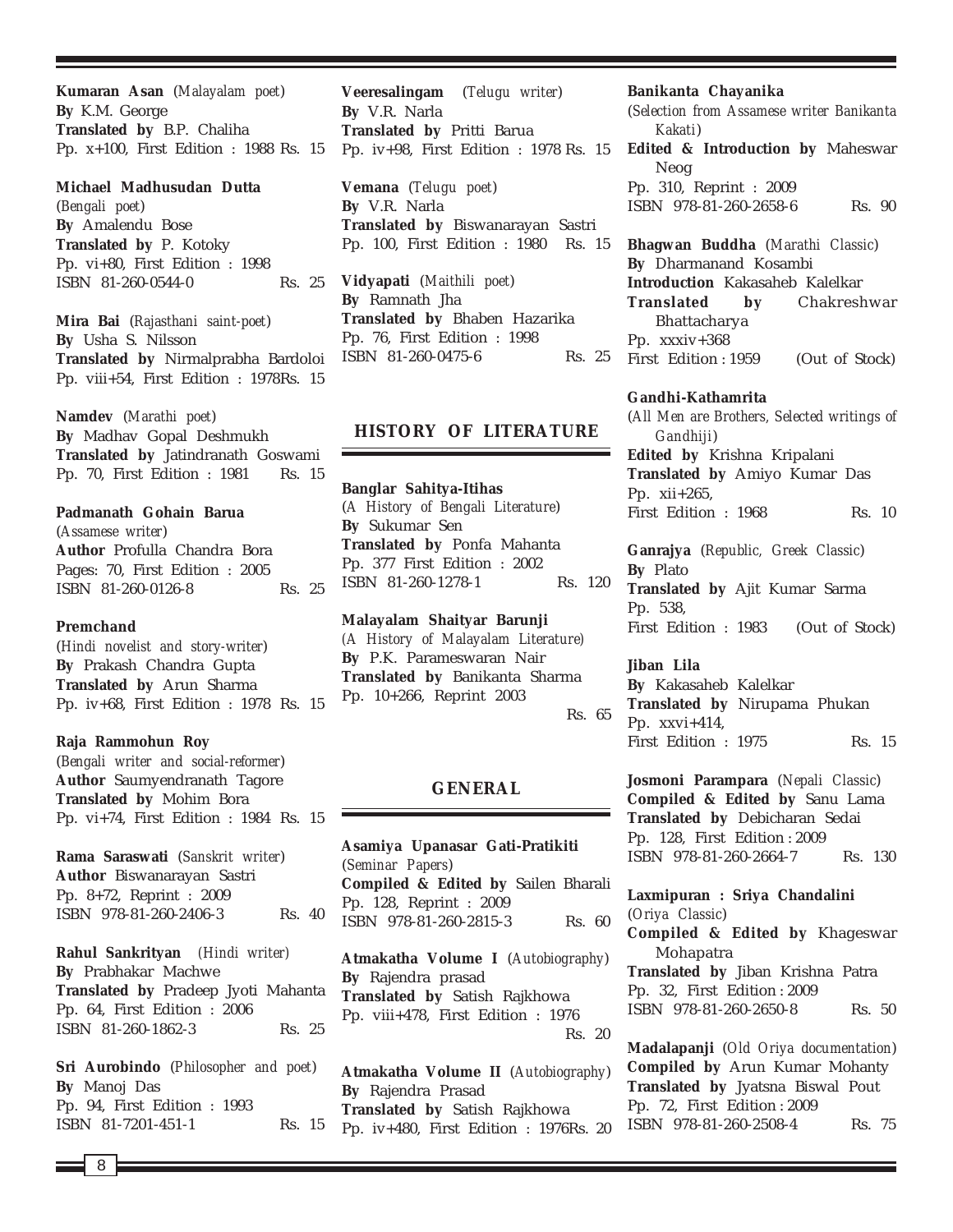**Kumaran Asan** (*Malayalam poet*)
**By** K.M. George
**Translated by** B.P. Chaliha
Pp. x+100, First Edition : 1988 Rs. 15

**Michael Madhusudan Dutta**
(*Bengali poet*)
**By** Amalendu Bose
**Translated by** P. Kotoky
Pp. vi+80, First Edition : 1998
ISBN 81-260-0544-0 Rs. 25

**Mira Bai** (*Rajasthani saint-poet*)
**By** Usha S. Nilsson
**Translated by** Nirmalprabha Bardoloi
Pp. viii+54, First Edition : 1978Rs. 15

**Namdev** (*Marathi poet*)
**By** Madhav Gopal Deshmukh
**Translated by** Jatindranath Goswami
Pp. 70, First Edition : 1981 Rs. 15

**Padmanath Gohain Barua**
(*Assamese writer*)
**Author** Profulla Chandra Bora
Pages: 70, First Edition : 2005
ISBN 81-260-0126-8 Rs. 25

**Premchand**
(*Hindi novelist and story-writer*)
**By** Prakash Chandra Gupta
**Translated by** Arun Sharma
Pp. iv+68, First Edition : 1978 Rs. 15

**Raja Rammohun Roy**
(*Bengali writer and social-reformer*)
**Author** Saumyendranath Tagore
**Translated by** Mohim Bora
Pp. vi+74, First Edition : 1984 Rs. 15

**Rama Saraswati** (*Sanskrit writer*)
**Author** Biswanarayan Sastri
Pp. 8+72, Reprint : 2009
ISBN 978-81-260-2406-3 Rs. 40

**Rahul Sankrityan** (*Hindi writer*)
**By** Prabhakar Machwe
**Translated by** Pradeep Jyoti Mahanta
Pp. 64, First Edition : 2006
ISBN 81-260-1862-3 Rs. 25

**Sri Aurobindo** (*Philosopher and poet*)
**By** Manoj Das
Pp. 94, First Edition : 1993
ISBN 81-7201-451-1 Rs. 15

**Veeresalingam** (*Telugu writer*)
**By** V.R. Narla
**Translated by** Pritti Barua
Pp. iv+98, First Edition : 1978 Rs. 15

**Vemana** (*Telugu poet*)
**By** V.R. Narla
**Translated by** Biswanarayan Sastri
Pp. 100, First Edition : 1980 Rs. 15

**Vidyapati** (*Maithili poet*)
**By** Ramnath Jha
**Translated by** Bhaben Hazarika
Pp. 76, First Edition : 1998
ISBN 81-260-0475-6 Rs. 25

## HISTORY OF LITERATURE

**Banglar Sahitya-Itihas**
(*A History of Bengali Literature*)
**By** Sukumar Sen
**Translated by** Ponfa Mahanta
Pp. 377 First Edition : 2002
ISBN 81-260-1278-1 Rs. 120

**Malayalam Shaityar Barunji**
(*A History of Malayalam Literature*)
**By** P.K. Parameswaran Nair
**Translated by** Banikanta Sharma
Pp. 10+266, Reprint 2003
Rs. 65

## GENERAL

**Asamiya Upanasar Gati-Pratikiti**
(*Seminar Papers*)
**Compiled & Edited by** Sailen Bharali
Pp. 128, Reprint : 2009
ISBN 978-81-260-2815-3 Rs. 60

**Atmakatha Volume I** (*Autobiography*)
**By** Rajendra prasad
**Translated by** Satish Rajkhowa
Pp. viii+478, First Edition : 1976
Rs. 20

**Atmakatha Volume II** (*Autobiography*)
**By** Rajendra Prasad
**Translated by** Satish Rajkhowa
Pp. iv+480, First Edition : 1976Rs. 20

**Banikanta Chayanika**
(*Selection from Assamese writer Banikanta Kakati*)
**Edited & Introduction by** Maheswar Neog
Pp. 310, Reprint : 2009
ISBN 978-81-260-2658-6 Rs. 90

**Bhagwan Buddha** (*Marathi Classic*)
**By** Dharmanand Kosambi
**Introduction** Kakasaheb Kalelkar
**Translated by** Chakreshwar Bhattacharya
Pp. xxxiv+368
First Edition : 1959 (Out of Stock)

**Gandhi-Kathamrita**
(*All Men are Brothers, Selected writings of Gandhiji*)
**Edited by** Krishna Kripalani
**Translated by** Amiyo Kumar Das
Pp. xii+265,
First Edition : 1968 Rs. 10

**Ganrajya** (*Republic, Greek Classic*)
**By** Plato
**Translated by** Ajit Kumar Sarma
Pp. 538,
First Edition : 1983 (Out of Stock)

**Jiban Lila**
**By** Kakasaheb Kalelkar
**Translated by** Nirupama Phukan
Pp. xxvi+414,
First Edition : 1975 Rs. 15

**Josmoni Parampara** (*Nepali Classic*)
**Compiled & Edited by** Sanu Lama
**Translated by** Debicharan Sedai
Pp. 128, First Edition : 2009
ISBN 978-81-260-2664-7 Rs. 130

**Laxmipuran : Sriya Chandalini**
(*Oriya Classic*)
**Compiled & Edited by** Khageswar Mohapatra
**Translated by** Jiban Krishna Patra
Pp. 32, First Edition : 2009
ISBN 978-81-260-2650-8 Rs. 50

**Madalapanji** (*Old Oriya documentation*)
**Compiled by** Arun Kumar Mohanty
**Translated by** Jyatsna Biswal Pout
Pp. 72, First Edition : 2009
ISBN 978-81-260-2508-4 Rs. 75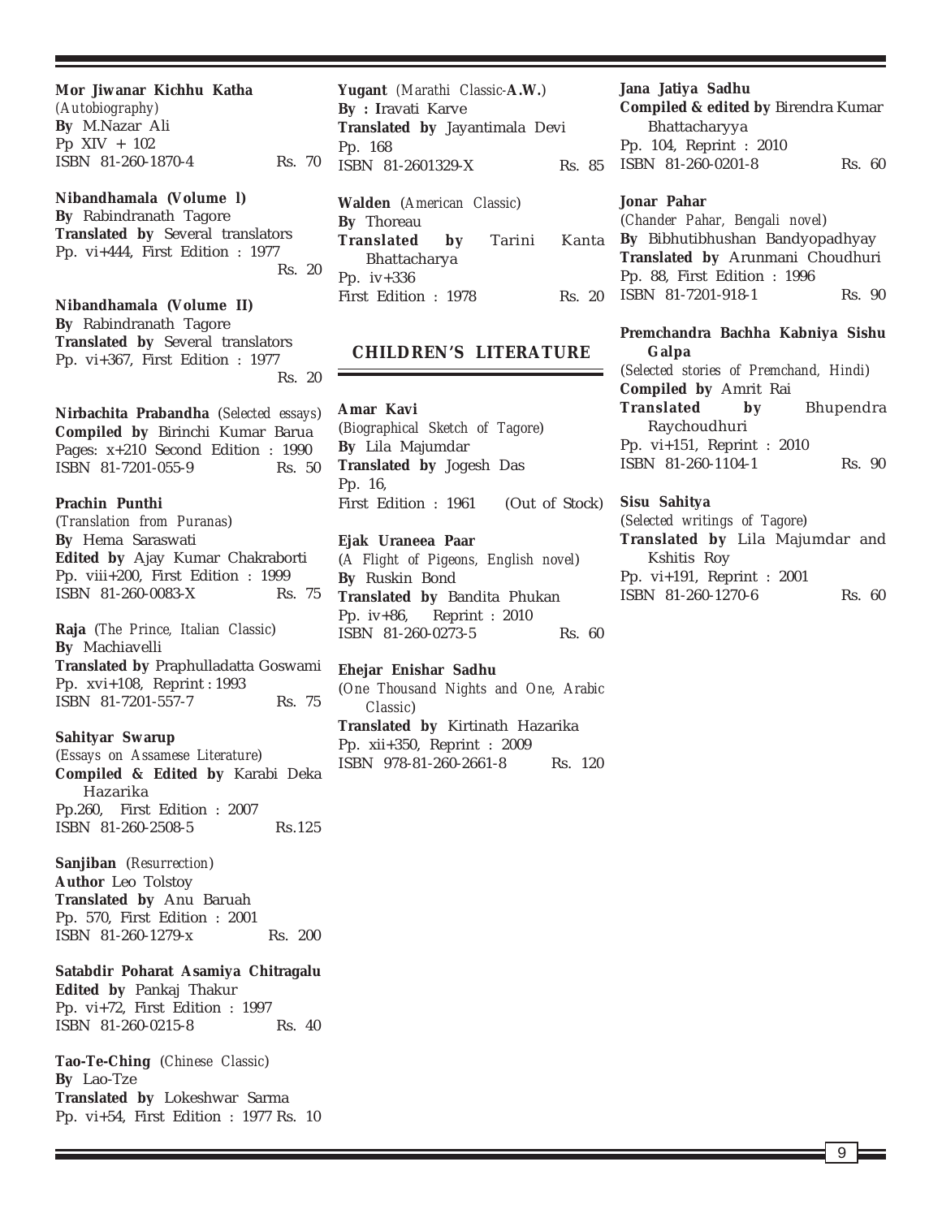**Mor Jiwanar Kichhu Katha**
*(Autobiography)*
**By** M.Nazar Ali
Pp XIV + 102
ISBN 81-260-1870-4 Rs. 70

**Nibandhamala (Volume I)**
**By** Rabindranath Tagore
**Translated by** Several translators
Pp. vi+444, First Edition : 1977
Rs. 20

**Nibandhamala (Volume II)**
**By** Rabindranath Tagore
**Translated by** Several translators
Pp. vi+367, First Edition : 1977
Rs. 20

**Nirbachita Prabandha** *(Selected essays)*
**Compiled by** Birinchi Kumar Barua
Pages: x+210 Second Edition : 1990
ISBN 81-7201-055-9 Rs. 50

**Prachin Punthi**
*(Translation from Puranas)*
**By** Hema Saraswati
**Edited by** Ajay Kumar Chakraborti
Pp. viii+200, First Edition : 1999
ISBN 81-260-0083-X Rs. 75

**Raja** *(The Prince, Italian Classic)*
**By** Machiavelli
**Translated by** Praphulladatta Goswami
Pp. xvi+108, Reprint : 1993
ISBN 81-7201-557-7 Rs. 75

**Sahityar Swarup**
*(Essays on Assamese Literature)*
**Compiled & Edited by** Karabi Deka Hazarika
Pp.260, First Edition : 2007
ISBN 81-260-2508-5 Rs.125

**Sanjiban** *(Resurrection)*
**Author** Leo Tolstoy
**Translated by** Anu Baruah
Pp. 570, First Edition : 2001
ISBN 81-260-1279-x Rs. 200

**Satabdir Poharat Asamiya Chitragalu**
**Edited by** Pankaj Thakur
Pp. vi+72, First Edition : 1997
ISBN 81-260-0215-8 Rs. 40

**Tao-Te-Ching** *(Chinese Classic)*
**By** Lao-Tze
**Translated by** Lokeshwar Sarma
Pp. vi+54, First Edition : 1977 Rs. 10

**Yugant** *(Marathi Classic-**A.W.**)*
**By : I**ravati Karve
**Translated by** Jayantimala Devi
Pp. 168
ISBN 81-2601329-X Rs. 85

**Walden** *(American Classic)*
**By** Thoreau
**Translated by** Tarini Kanta Bhattacharya
Pp. iv+336
First Edition : 1978 Rs. 20

## CHILDREN'S LITERATURE

**Amar Kavi**
*(Biographical Sketch of Tagore)*
**By** Lila Majumdar
**Translated by** Jogesh Das
Pp. 16,
First Edition : 1961 (Out of Stock)

**Ejak Uraneea Paar**
*(A Flight of Pigeons, English novel)*
**By** Ruskin Bond
**Translated by** Bandita Phukan
Pp. iv+86, Reprint : 2010
ISBN 81-260-0273-5 Rs. 60

**Ehejar Enishar Sadhu**
*(One Thousand Nights and One, Arabic Classic)*
**Translated by** Kirtinath Hazarika
Pp. xii+350, Reprint : 2009
ISBN 978-81-260-2661-8 Rs. 120

**Jana Jatiya Sadhu**
**Compiled & edited by** Birendra Kumar Bhattacharyya
Pp. 104, Reprint : 2010
ISBN 81-260-0201-8 Rs. 60

**Jonar Pahar**
*(Chander Pahar, Bengali novel)*
**By** Bibhutibhushan Bandyopadhyay
**Translated by** Arunmani Choudhuri
Pp. 88, First Edition : 1996
ISBN 81-7201-918-1 Rs. 90

**Premchandra Bachha Kabniya Sishu Galpa**
*(Selected stories of Premchand, Hindi)*
**Compiled by** Amrit Rai
**Translated by** Bhupendra Raychoudhuri
Pp. vi+151, Reprint : 2010
ISBN 81-260-1104-1 Rs. 90

**Sisu Sahitya**
*(Selected writings of Tagore)*
**Translated by** Lila Majumdar and Kshitis Roy
Pp. vi+191, Reprint : 2001
ISBN 81-260-1270-6 Rs. 60